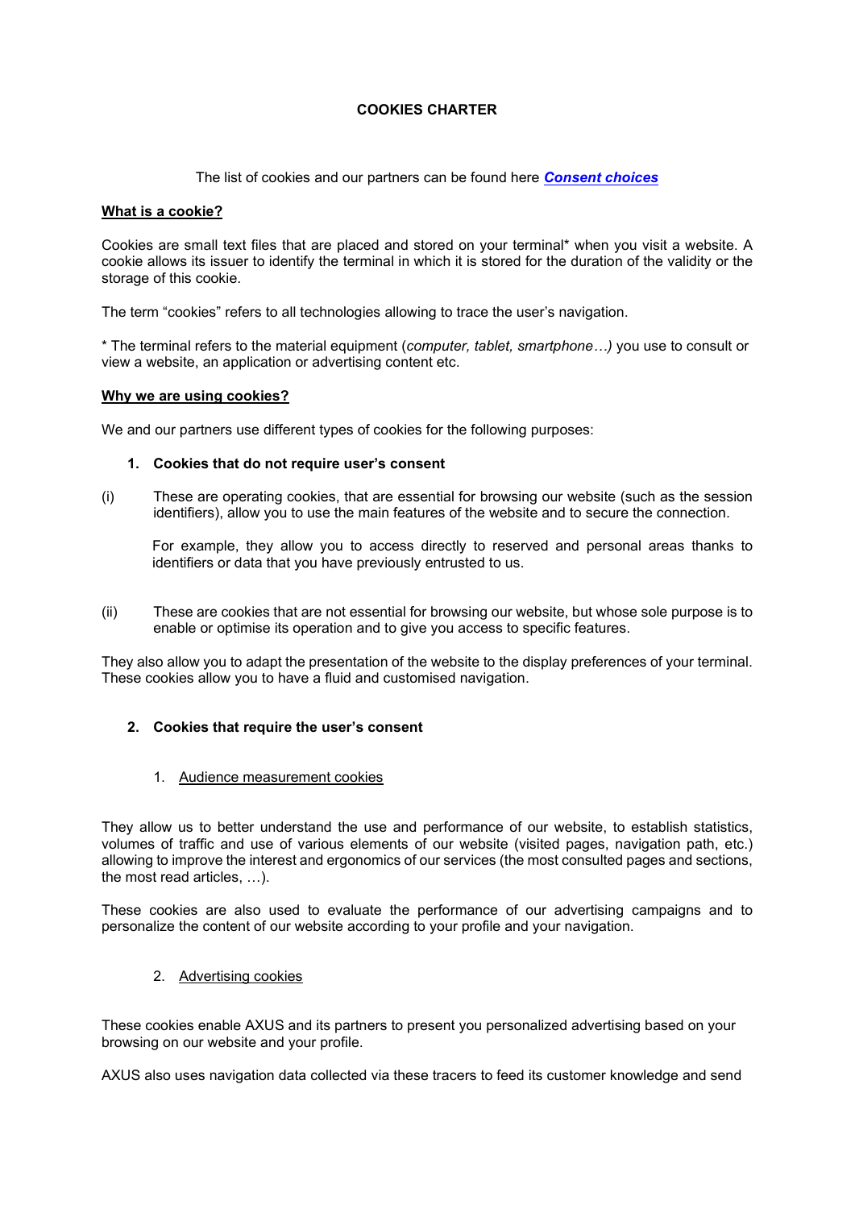# COOKIES CHARTER

The list of cookies and our partners can be found here ***Consent choices***

## What is a cookie?

Cookies are small text files that are placed and stored on your terminal* when you visit a website. A cookie allows its issuer to identify the terminal in which it is stored for the duration of the validity or the storage of this cookie.

The term "cookies" refers to all technologies allowing to trace the user's navigation.

* The terminal refers to the material equipment (*computer, tablet, smartphone…)* you use to consult or view a website, an application or advertising content etc.

## Why we are using cookies?

We and our partners use different types of cookies for the following purposes:

### 1. Cookies that do not require user's consent

(i) These are operating cookies, that are essential for browsing our website (such as the session identifiers), allow you to use the main features of the website and to secure the connection.

For example, they allow you to access directly to reserved and personal areas thanks to identifiers or data that you have previously entrusted to us.

(ii) These are cookies that are not essential for browsing our website, but whose sole purpose is to enable or optimise its operation and to give you access to specific features.

They also allow you to adapt the presentation of the website to the display preferences of your terminal. These cookies allow you to have a fluid and customised navigation.

### 2. Cookies that require the user's consent

1. Audience measurement cookies

They allow us to better understand the use and performance of our website, to establish statistics, volumes of traffic and use of various elements of our website (visited pages, navigation path, etc.) allowing to improve the interest and ergonomics of our services (the most consulted pages and sections, the most read articles, …).

These cookies are also used to evaluate the performance of our advertising campaigns and to personalize the content of our website according to your profile and your navigation.

2. Advertising cookies

These cookies enable AXUS and its partners to present you personalized advertising based on your browsing on our website and your profile.

AXUS also uses navigation data collected via these tracers to feed its customer knowledge and send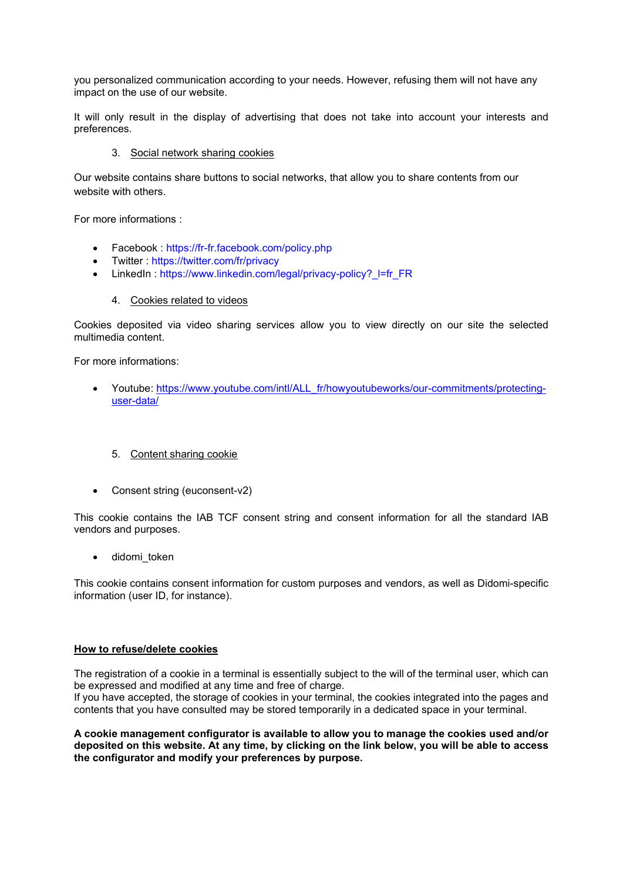you personalized communication according to your needs. However, refusing them will not have any impact on the use of our website.

It will only result in the display of advertising that does not take into account your interests and preferences.

3. Social network sharing cookies

Our website contains share buttons to social networks, that allow you to share contents from our website with others.

For more informations :

- Facebook : https://fr-fr.facebook.com/policy.php
- Twitter : https://twitter.com/fr/privacy
- LinkedIn : https://www.linkedin.com/legal/privacy-policy?_l=fr_FR

4. Cookies related to videos

Cookies deposited via video sharing services allow you to view directly on our site the selected multimedia content.

For more informations:

- Youtube: https://www.youtube.com/intl/ALL_fr/howyoutubeworks/our-commitments/protecting-user-data/

5. Content sharing cookie

- Consent string (euconsent-v2)

This cookie contains the IAB TCF consent string and consent information for all the standard IAB vendors and purposes.

- didomi_token

This cookie contains consent information for custom purposes and vendors, as well as Didomi-specific information (user ID, for instance).

**How to refuse/delete cookies**

The registration of a cookie in a terminal is essentially subject to the will of the terminal user, which can be expressed and modified at any time and free of charge.
If you have accepted, the storage of cookies in your terminal, the cookies integrated into the pages and contents that you have consulted may be stored temporarily in a dedicated space in your terminal.

**A cookie management configurator is available to allow you to manage the cookies used and/or deposited on this website. At any time, by clicking on the link below, you will be able to access the configurator and modify your preferences by purpose.**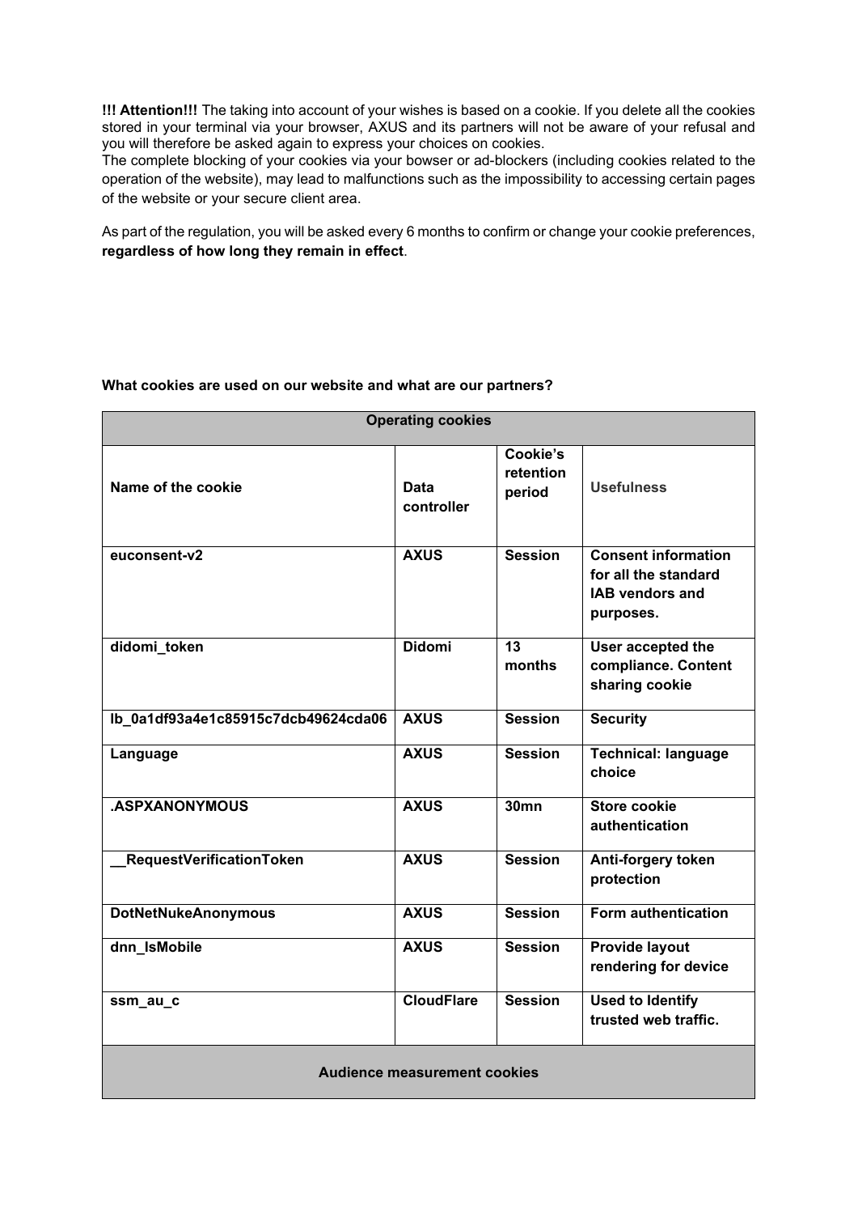**!!! Attention!!!** The taking into account of your wishes is based on a cookie. If you delete all the cookies stored in your terminal via your browser, AXUS and its partners will not be aware of your refusal and you will therefore be asked again to express your choices on cookies.
The complete blocking of your cookies via your bowser or ad-blockers (including cookies related to the operation of the website), may lead to malfunctions such as the impossibility to accessing certain pages of the website or your secure client area.

As part of the regulation, you will be asked every 6 months to confirm or change your cookie preferences, **regardless of how long they remain in effect**.

**What cookies are used on our website and what are our partners?**

| **Operating cookies** | | | |
|---|---|---|---|
| **Name of the cookie** | **Data controller** | **Cookie's retention period** | **Usefulness** |
| **euconsent-v2** | **AXUS** | **Session** | **Consent information for all the standard IAB vendors and purposes.** |
| **didomi_token** | **Didomi** | **13 months** | **User accepted the compliance. Content sharing cookie** |
| **lb_0a1df93a4e1c85915c7dcb49624cda06** | **AXUS** | **Session** | **Security** |
| **Language** | **AXUS** | **Session** | **Technical: language choice** |
| **.ASPXANONYMOUS** | **AXUS** | **30mn** | **Store cookie authentication** |
| **__RequestVerificationToken** | **AXUS** | **Session** | **Anti-forgery token protection** |
| **DotNetNukeAnonymous** | **AXUS** | **Session** | **Form authentication** |
| **dnn_IsMobile** | **AXUS** | **Session** | **Provide layout rendering for device** |
| **ssm_au_c** | **CloudFlare** | **Session** | **Used to Identify trusted web traffic.** |
| **Audience measurement cookies** | | | |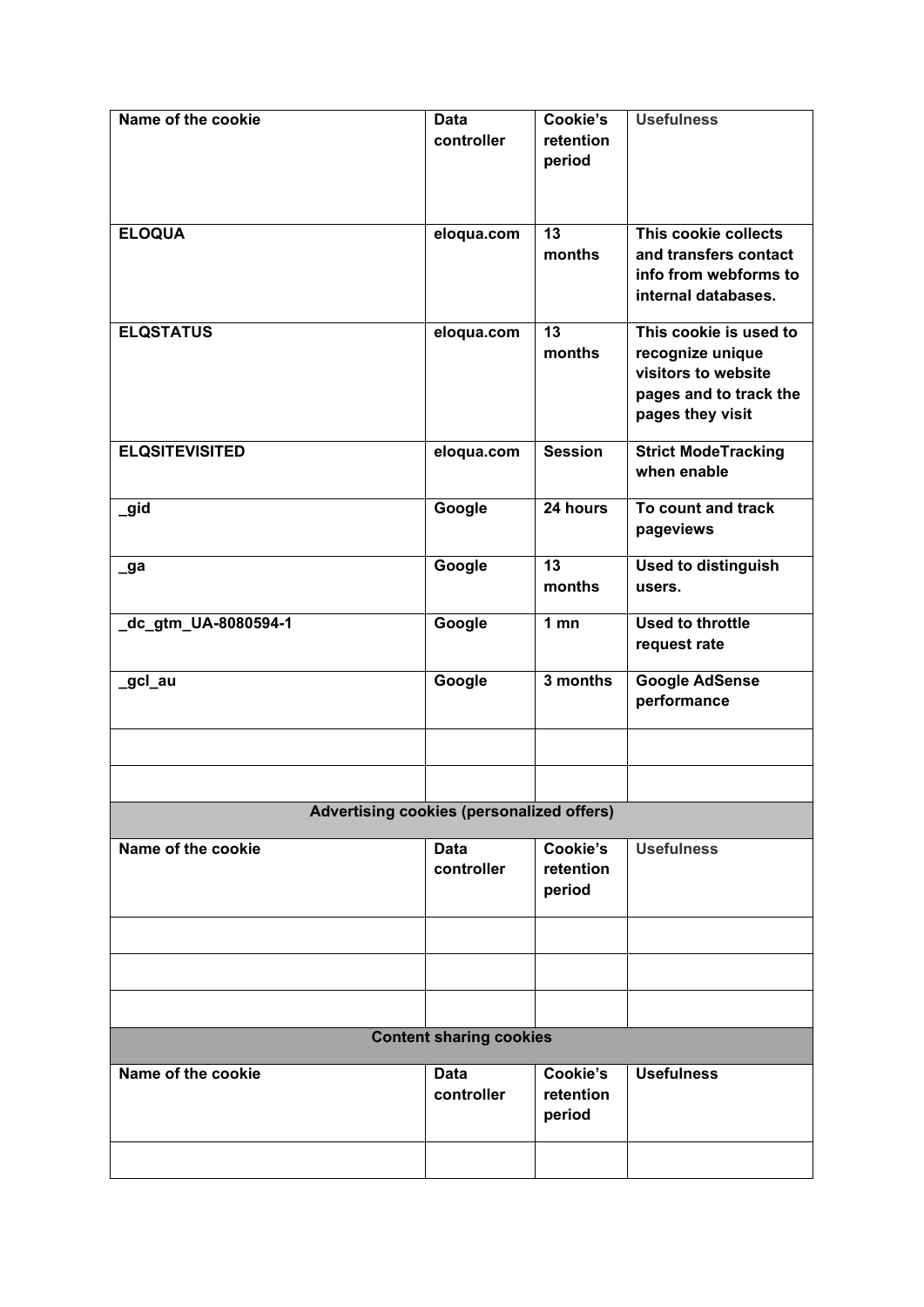| **Name of the cookie** | **Data controller** | **Cookie's retention period** | **Usefulness** |
|---|---|---|---|
| **ELOQUA** | **eloqua.com** | **13 months** | **This cookie collects and transfers contact info from webforms to internal databases.** |
| **ELQSTATUS** | **eloqua.com** | **13 months** | **This cookie is used to recognize unique visitors to website pages and to track the pages they visit** |
| **ELQSITEVISITED** | **eloqua.com** | **Session** | **Strict ModeTracking when enable** |
| **_gid** | **Google** | **24 hours** | **To count and track pageviews** |
| **_ga** | **Google** | **13 months** | **Used to distinguish users.** |
| **_dc_gtm_UA-8080594-1** | **Google** | **1 mn** | **Used to throttle request rate** |
| **_gcl_au** | **Google** | **3 months** | **Google AdSense performance** |
| | | | |
| | | | |

| **Advertising cookies (personalized offers)** | | | |
|---|---|---|---|
| **Name of the cookie** | **Data controller** | **Cookie's retention period** | **Usefulness** |
| | | | |
| | | | |
| | | | |

| **Content sharing cookies** | | | |
|---|---|---|---|
| **Name of the cookie** | **Data controller** | **Cookie's retention period** | **Usefulness** |
| | | | |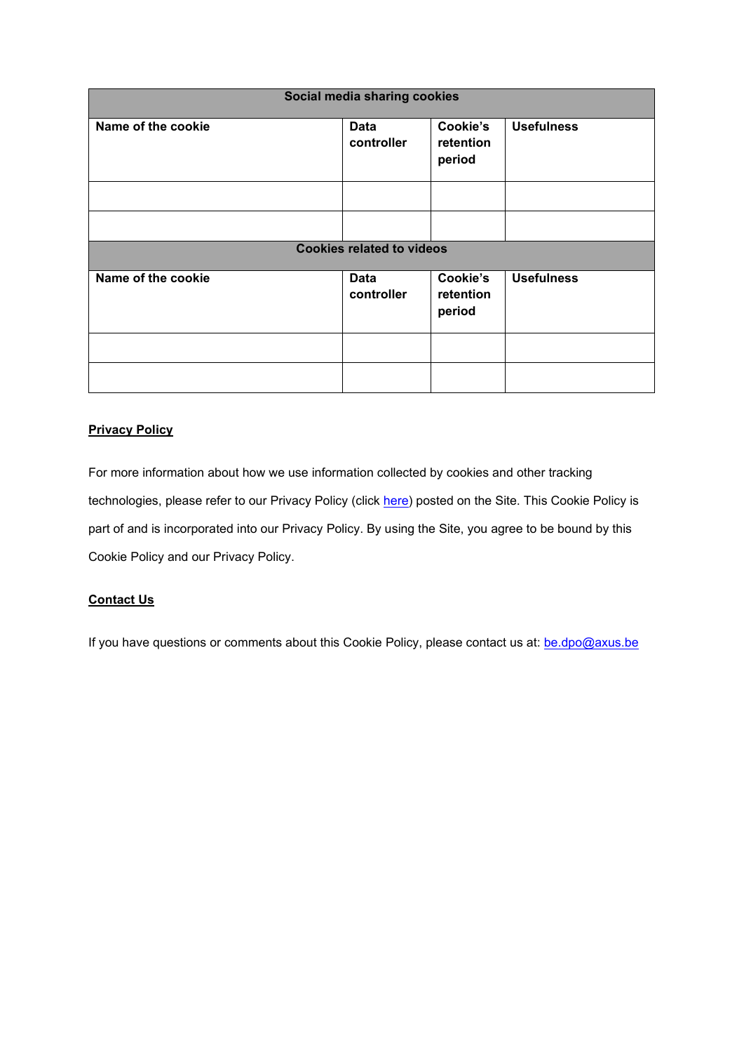| Social media sharing cookies | | | |
|---|---|---|---|
| **Name of the cookie** | **Data controller** | **Cookie's retention period** | **Usefulness** |
| | | | |
| | | | |

| Cookies related to videos | | | |
|---|---|---|---|
| **Name of the cookie** | **Data controller** | **Cookie's retention period** | **Usefulness** |
| | | | |
| | | | |

**Privacy Policy**

For more information about how we use information collected by cookies and other tracking technologies, please refer to our Privacy Policy (click [here]) posted on the Site. This Cookie Policy is part of and is incorporated into our Privacy Policy. By using the Site, you agree to be bound by this Cookie Policy and our Privacy Policy.

**Contact Us**

If you have questions or comments about this Cookie Policy, please contact us at: be.dpo@axus.be